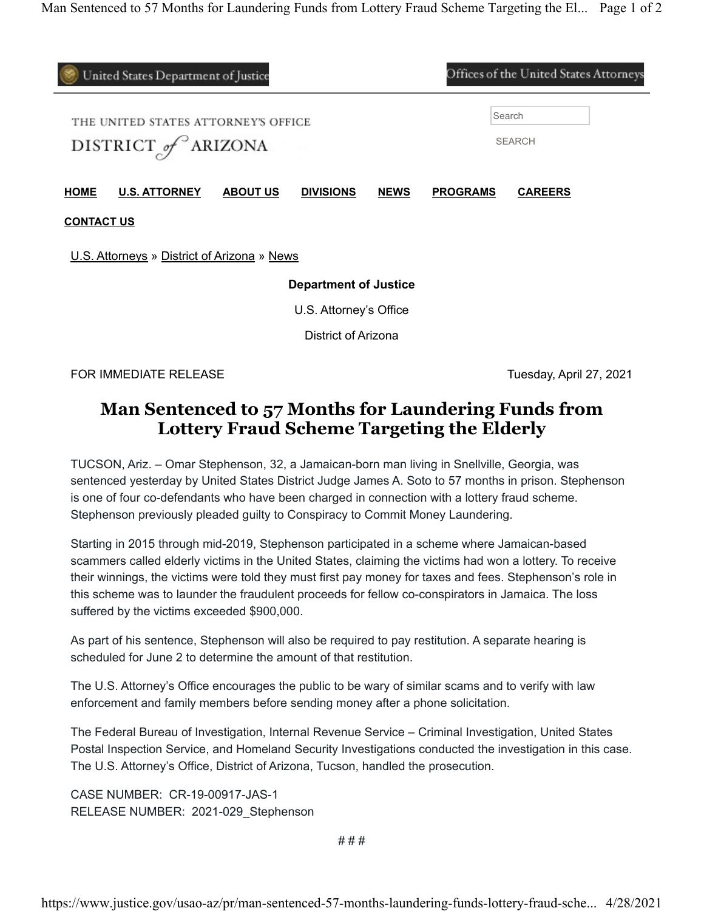United States Department of Justice

Offices of the United States Attorneys

THE UNITED STATES ATTORNEY'S OFFICE

DISTRICT *of* ARIZONA

Search

SEARCH

**HOME** **U.S. ATTORNEY** **ABOUT US** **DIVISIONS** **NEWS** **PROGRAMS** **CAREERS**

**CONTACT US**

U.S. Attorneys » District of Arizona » News

**Department of Justice**

U.S. Attorney's Office

District of Arizona

FOR IMMEDIATE RELEASE

Tuesday, April 27, 2021

# Man Sentenced to 57 Months for Laundering Funds from Lottery Fraud Scheme Targeting the Elderly

TUCSON, Ariz. – Omar Stephenson, 32, a Jamaican-born man living in Snellville, Georgia, was sentenced yesterday by United States District Judge James A. Soto to 57 months in prison. Stephenson is one of four co-defendants who have been charged in connection with a lottery fraud scheme. Stephenson previously pleaded guilty to Conspiracy to Commit Money Laundering.

Starting in 2015 through mid-2019, Stephenson participated in a scheme where Jamaican-based scammers called elderly victims in the United States, claiming the victims had won a lottery. To receive their winnings, the victims were told they must first pay money for taxes and fees. Stephenson's role in this scheme was to launder the fraudulent proceeds for fellow co-conspirators in Jamaica. The loss suffered by the victims exceeded $900,000.

As part of his sentence, Stephenson will also be required to pay restitution. A separate hearing is scheduled for June 2 to determine the amount of that restitution.

The U.S. Attorney's Office encourages the public to be wary of similar scams and to verify with law enforcement and family members before sending money after a phone solicitation.

The Federal Bureau of Investigation, Internal Revenue Service – Criminal Investigation, United States Postal Inspection Service, and Homeland Security Investigations conducted the investigation in this case. The U.S. Attorney's Office, District of Arizona, Tucson, handled the prosecution.

CASE NUMBER: CR-19-00917-JAS-1
RELEASE NUMBER: 2021-029_Stephenson

# # #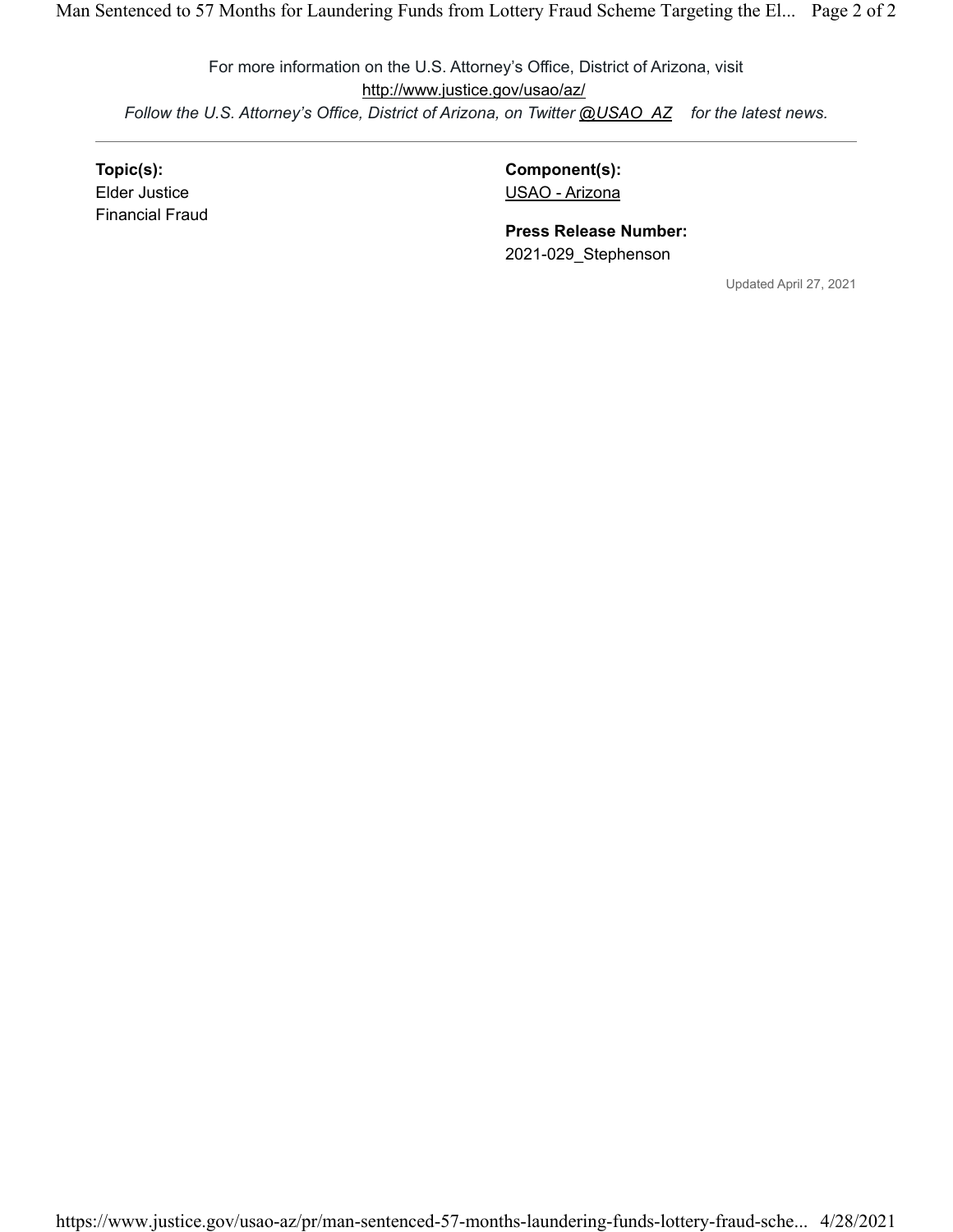For more information on the U.S. Attorney's Office, District of Arizona, visit
http://www.justice.gov/usao/az/
*Follow the U.S. Attorney's Office, District of Arizona, on Twitter @USAO_AZ for the latest news.*

---

**Topic(s):**
Elder Justice
Financial Fraud

**Component(s):**
USAO - Arizona

**Press Release Number:**
2021-029_Stephenson

Updated April 27, 2021